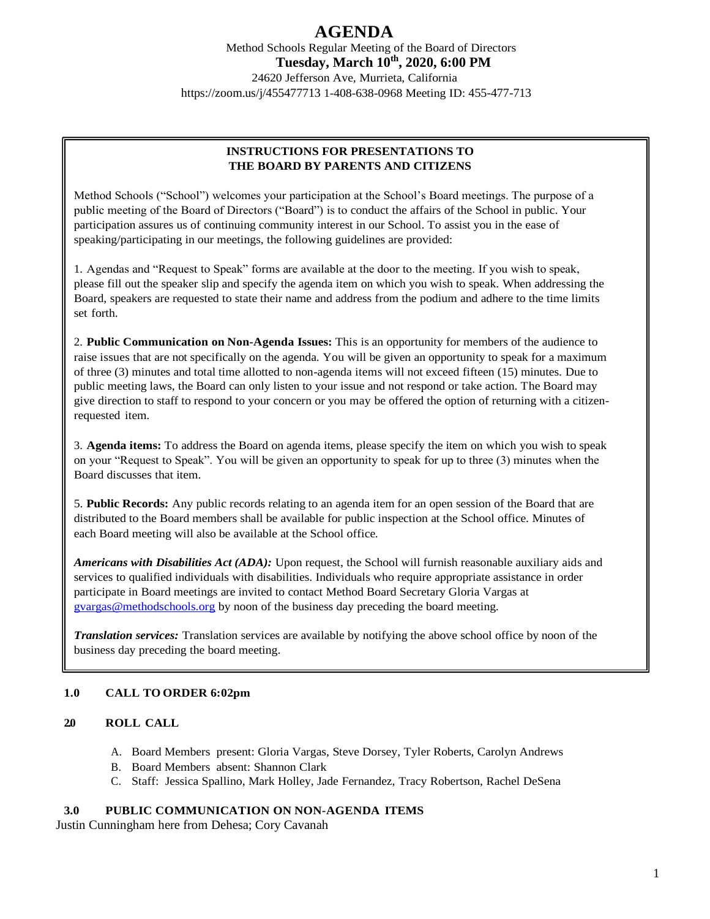# AGENDA

Method Schools Regular Meeting of the Board of Directors

**Tuesday, March 10th, 2020, 6:00 PM**

24620 Jefferson Ave, Murrieta, California

https://zoom.us/j/455477713 1-408-638-0968 Meeting ID: 455-477-713

---

**INSTRUCTIONS FOR PRESENTATIONS TO THE BOARD BY PARENTS AND CITIZENS**

Method Schools ("School") welcomes your participation at the School's Board meetings. The purpose of a public meeting of the Board of Directors ("Board") is to conduct the affairs of the School in public. Your participation assures us of continuing community interest in our School. To assist you in the ease of speaking/participating in our meetings, the following guidelines are provided:

1. Agendas and "Request to Speak" forms are available at the door to the meeting. If you wish to speak, please fill out the speaker slip and specify the agenda item on which you wish to speak. When addressing the Board, speakers are requested to state their name and address from the podium and adhere to the time limits set forth.

2. **Public Communication on Non-Agenda Issues:** This is an opportunity for members of the audience to raise issues that are not specifically on the agenda. You will be given an opportunity to speak for a maximum of three (3) minutes and total time allotted to non-agenda items will not exceed fifteen (15) minutes. Due to public meeting laws, the Board can only listen to your issue and not respond or take action. The Board may give direction to staff to respond to your concern or you may be offered the option of returning with a citizen-requested item.

3. **Agenda items:** To address the Board on agenda items, please specify the item on which you wish to speak on your "Request to Speak". You will be given an opportunity to speak for up to three (3) minutes when the Board discusses that item.

5. **Public Records:** Any public records relating to an agenda item for an open session of the Board that are distributed to the Board members shall be available for public inspection at the School office. Minutes of each Board meeting will also be available at the School office.

***Americans with Disabilities Act (ADA):*** Upon request, the School will furnish reasonable auxiliary aids and services to qualified individuals with disabilities. Individuals who require appropriate assistance in order participate in Board meetings are invited to contact Method Board Secretary Gloria Vargas at gvargas@methodschools.org by noon of the business day preceding the board meeting.

***Translation services:*** Translation services are available by notifying the above school office by noon of the business day preceding the board meeting.

---

**1.0 CALL TO ORDER 6:02pm**

**20 ROLL CALL**

A. Board Members present: Gloria Vargas, Steve Dorsey, Tyler Roberts, Carolyn Andrews
B. Board Members absent: Shannon Clark
C. Staff: Jessica Spallino, Mark Holley, Jade Fernandez, Tracy Robertson, Rachel DeSena

**3.0 PUBLIC COMMUNICATION ON NON-AGENDA ITEMS**

Justin Cunningham here from Dehesa; Cory Cavanah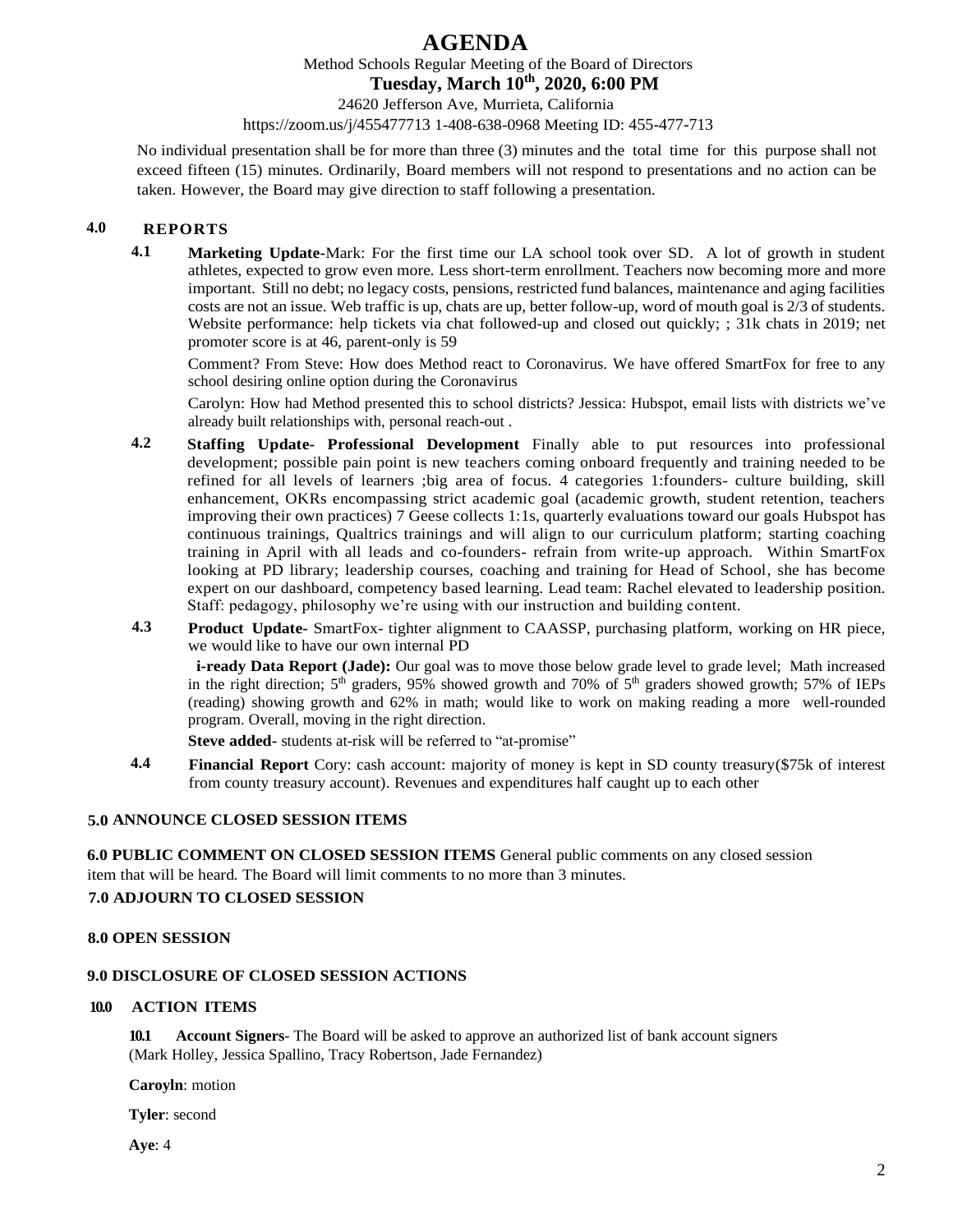# AGENDA

Method Schools Regular Meeting of the Board of Directors

**Tuesday, March 10th, 2020, 6:00 PM**

24620 Jefferson Ave, Murrieta, California

https://zoom.us/j/455477713 1-408-638-0968 Meeting ID: 455-477-713

No individual presentation shall be for more than three (3) minutes and the total time for this purpose shall not exceed fifteen (15) minutes. Ordinarily, Board members will not respond to presentations and no action can be taken. However, the Board may give direction to staff following a presentation.

## 4.0 REPORTS

**4.1 Marketing Update**-Mark: For the first time our LA school took over SD. A lot of growth in student athletes, expected to grow even more. Less short-term enrollment. Teachers now becoming more and more important. Still no debt; no legacy costs, pensions, restricted fund balances, maintenance and aging facilities costs are not an issue. Web traffic is up, chats are up, better follow-up, word of mouth goal is 2/3 of students. Website performance: help tickets via chat followed-up and closed out quickly; ; 31k chats in 2019; net promoter score is at 46, parent-only is 59

Comment? From Steve: How does Method react to Coronavirus. We have offered SmartFox for free to any school desiring online option during the Coronavirus

Carolyn: How had Method presented this to school districts? Jessica: Hubspot, email lists with districts we've already built relationships with, personal reach-out .

**4.2 Staffing Update- Professional Development** Finally able to put resources into professional development; possible pain point is new teachers coming onboard frequently and training needed to be refined for all levels of learners ;big area of focus. 4 categories 1:founders- culture building, skill enhancement, OKRs encompassing strict academic goal (academic growth, student retention, teachers improving their own practices) 7 Geese collects 1:1s, quarterly evaluations toward our goals Hubspot has continuous trainings, Qualtrics trainings and will align to our curriculum platform; starting coaching training in April with all leads and co-founders- refrain from write-up approach. Within SmartFox looking at PD library; leadership courses, coaching and training for Head of School, she has become expert on our dashboard, competency based learning. Lead team: Rachel elevated to leadership position. Staff: pedagogy, philosophy we're using with our instruction and building content.

**4.3 Product Update-** SmartFox- tighter alignment to CAASSP, purchasing platform, working on HR piece, we would like to have our own internal PD

**i-ready Data Report (Jade):** Our goal was to move those below grade level to grade level; Math increased in the right direction; 5th graders, 95% showed growth and 70% of 5th graders showed growth; 57% of IEPs (reading) showing growth and 62% in math; would like to work on making reading a more well-rounded program. Overall, moving in the right direction.

**Steve added**- students at-risk will be referred to "at-promise"

**4.4 Financial Report** Cory: cash account: majority of money is kept in SD county treasury($75k of interest from county treasury account). Revenues and expenditures half caught up to each other

## 5.0 ANNOUNCE CLOSED SESSION ITEMS

**6.0 PUBLIC COMMENT ON CLOSED SESSION ITEMS** General public comments on any closed session item that will be heard. The Board will limit comments to no more than 3 minutes.

## 7.0 ADJOURN TO CLOSED SESSION

## 8.0 OPEN SESSION

## 9.0 DISCLOSURE OF CLOSED SESSION ACTIONS

## 10.0 ACTION ITEMS

**10.1 Account Signers**- The Board will be asked to approve an authorized list of bank account signers (Mark Holley, Jessica Spallino, Tracy Robertson, Jade Fernandez)

**Caroyln**: motion

**Tyler**: second

**Aye**: 4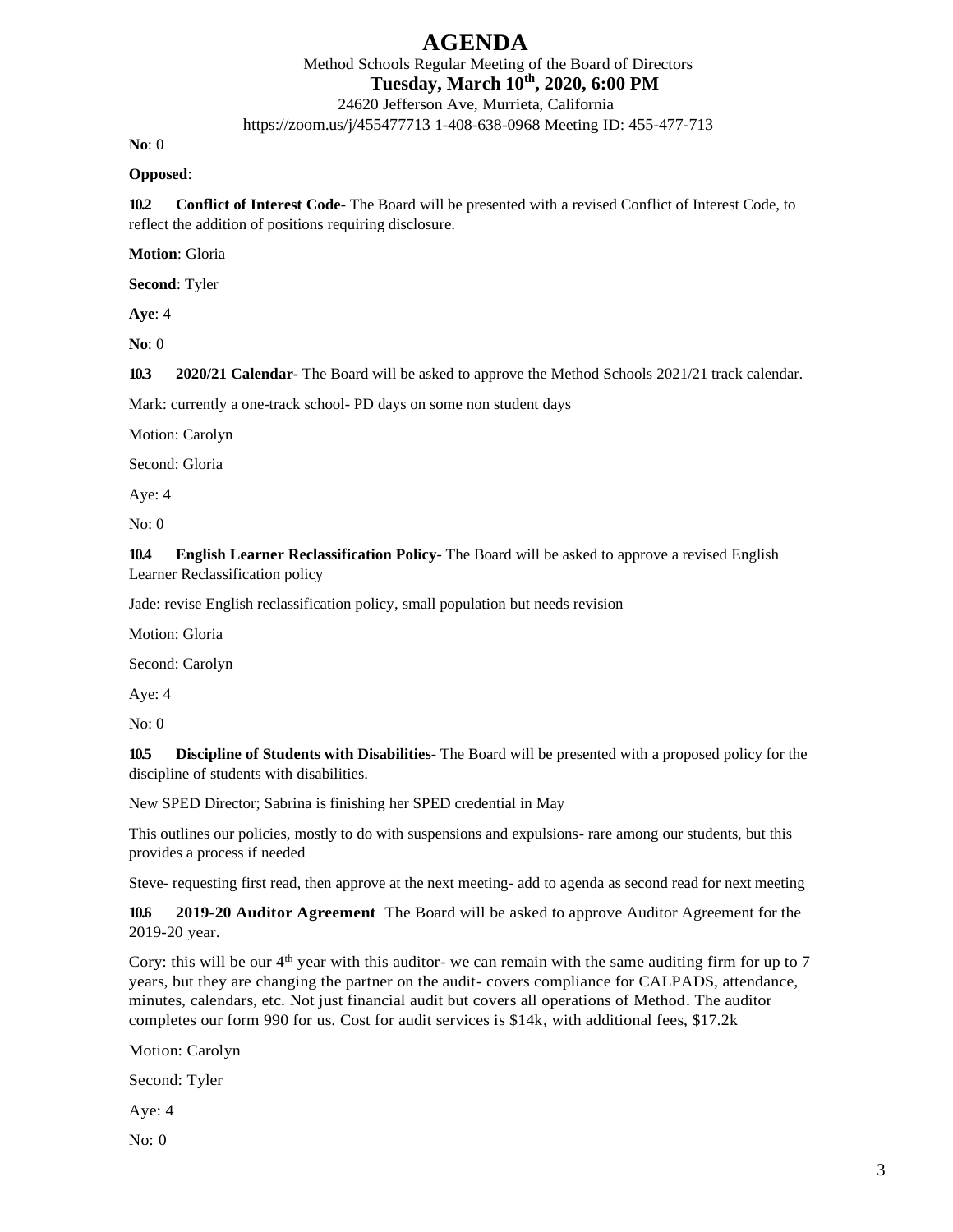**No**: 0

**Opposed**:

**10.2 Conflict of Interest Code**- The Board will be presented with a revised Conflict of Interest Code, to reflect the addition of positions requiring disclosure.

**Motion**: Gloria

**Second**: Tyler

**Aye**: 4

**No**: 0

**10.3 2020/21 Calendar-** The Board will be asked to approve the Method Schools 2021/21 track calendar.

Mark: currently a one-track school- PD days on some non student days

Motion: Carolyn

Second: Gloria

Aye: 4

No: 0

**10.4 English Learner Reclassification Policy**- The Board will be asked to approve a revised English Learner Reclassification policy

Jade: revise English reclassification policy, small population but needs revision

Motion: Gloria

Second: Carolyn

Aye: 4

No: 0

**10.5 Discipline of Students with Disabilities**- The Board will be presented with a proposed policy for the discipline of students with disabilities.

New SPED Director; Sabrina is finishing her SPED credential in May

This outlines our policies, mostly to do with suspensions and expulsions- rare among our students, but this provides a process if needed

Steve- requesting first read, then approve at the next meeting- add to agenda as second read for next meeting

**10.6 2019-20 Auditor Agreement** The Board will be asked to approve Auditor Agreement for the 2019-20 year.

Cory: this will be our 4th year with this auditor- we can remain with the same auditing firm for up to 7 years, but they are changing the partner on the audit- covers compliance for CALPADS, attendance, minutes, calendars, etc. Not just financial audit but covers all operations of Method. The auditor completes our form 990 for us. Cost for audit services is $14k, with additional fees, $17.2k

Motion: Carolyn

Second: Tyler

Aye: 4

No: 0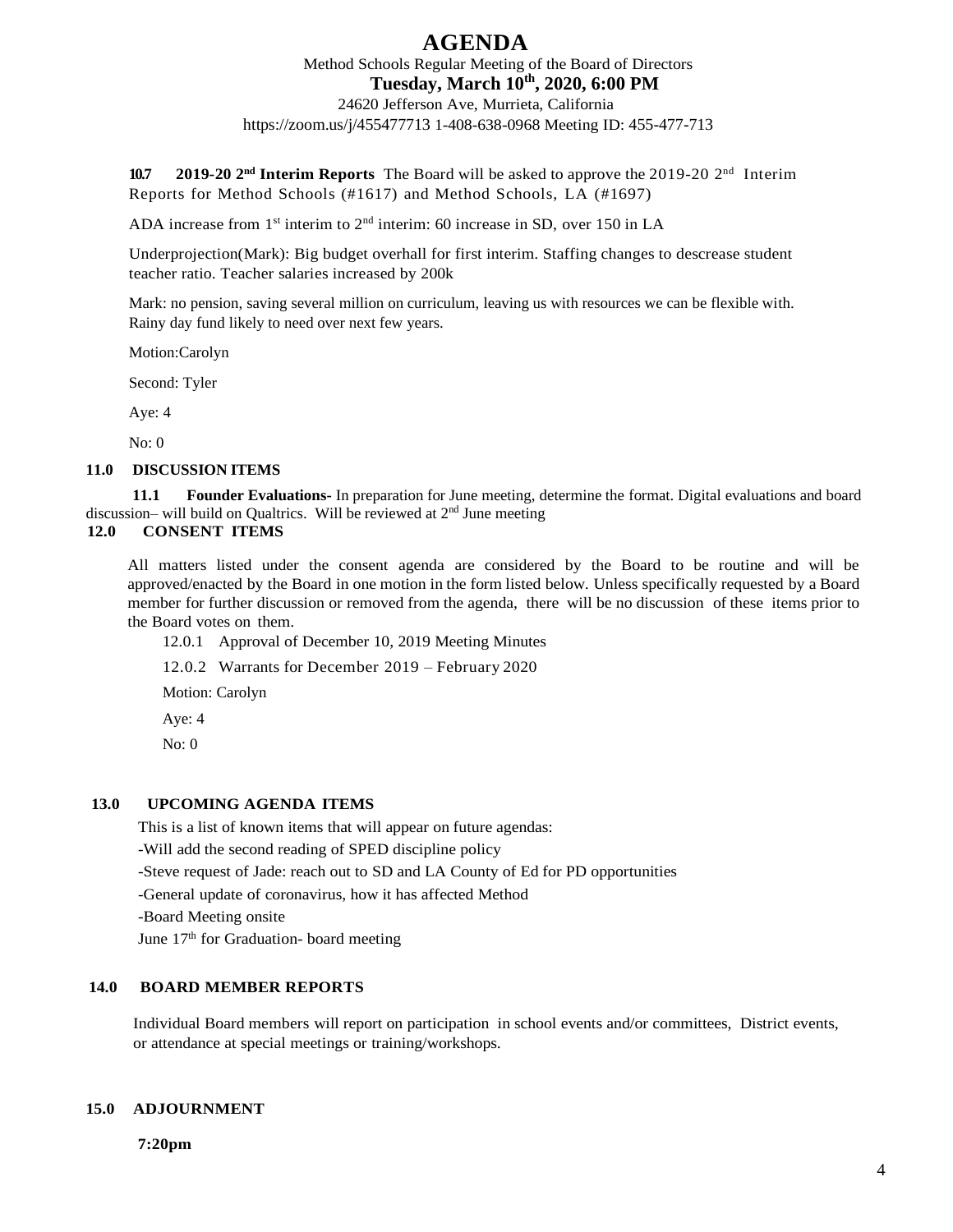# AGENDA

Method Schools Regular Meeting of the Board of Directors

**Tuesday, March 10th, 2020, 6:00 PM**

24620 Jefferson Ave, Murrieta, California

https://zoom.us/j/455477713 1-408-638-0968 Meeting ID: 455-477-713

**10.7 2019-20 2nd Interim Reports** The Board will be asked to approve the 2019-20 2nd Interim Reports for Method Schools (#1617) and Method Schools, LA (#1697)

ADA increase from 1st interim to 2nd interim: 60 increase in SD, over 150 in LA

Underprojection(Mark): Big budget overhall for first interim. Staffing changes to descrease student teacher ratio. Teacher salaries increased by 200k

Mark: no pension, saving several million on curriculum, leaving us with resources we can be flexible with. Rainy day fund likely to need over next few years.

Motion:Carolyn

Second: Tyler

Aye: 4

No: 0

## 11.0 DISCUSSION ITEMS

**11.1 Founder Evaluations-** In preparation for June meeting, determine the format. Digital evaluations and board discussion– will build on Qualtrics. Will be reviewed at 2nd June meeting

## 12.0 CONSENT ITEMS

All matters listed under the consent agenda are considered by the Board to be routine and will be approved/enacted by the Board in one motion in the form listed below. Unless specifically requested by a Board member for further discussion or removed from the agenda, there will be no discussion of these items prior to the Board votes on them.

12.0.1 Approval of December 10, 2019 Meeting Minutes

12.0.2 Warrants for December 2019 – February 2020

Motion: Carolyn

Aye: 4

No: 0

## 13.0 UPCOMING AGENDA ITEMS

This is a list of known items that will appear on future agendas:

-Will add the second reading of SPED discipline policy

-Steve request of Jade: reach out to SD and LA County of Ed for PD opportunities

-General update of coronavirus, how it has affected Method

-Board Meeting onsite

June 17th for Graduation- board meeting

## 14.0 BOARD MEMBER REPORTS

Individual Board members will report on participation in school events and/or committees, District events, or attendance at special meetings or training/workshops.

## 15.0 ADJOURNMENT

**7:20pm**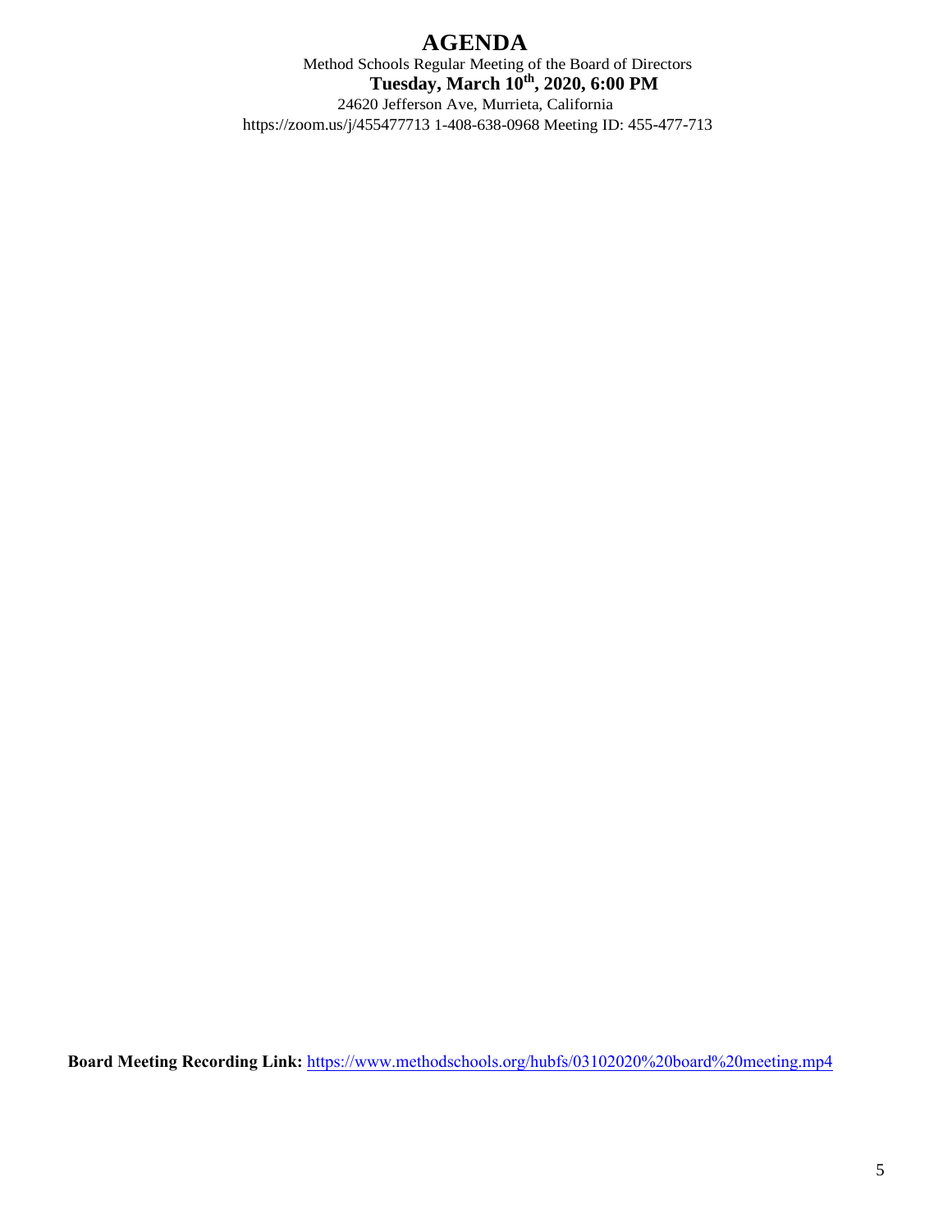# AGENDA

Method Schools Regular Meeting of the Board of Directors

**Tuesday, March 10th, 2020, 6:00 PM**

24620 Jefferson Ave, Murrieta, California

https://zoom.us/j/455477713 1-408-638-0968 Meeting ID: 455-477-713

**Board Meeting Recording Link:** https://www.methodschools.org/hubfs/03102020%20board%20meeting.mp4